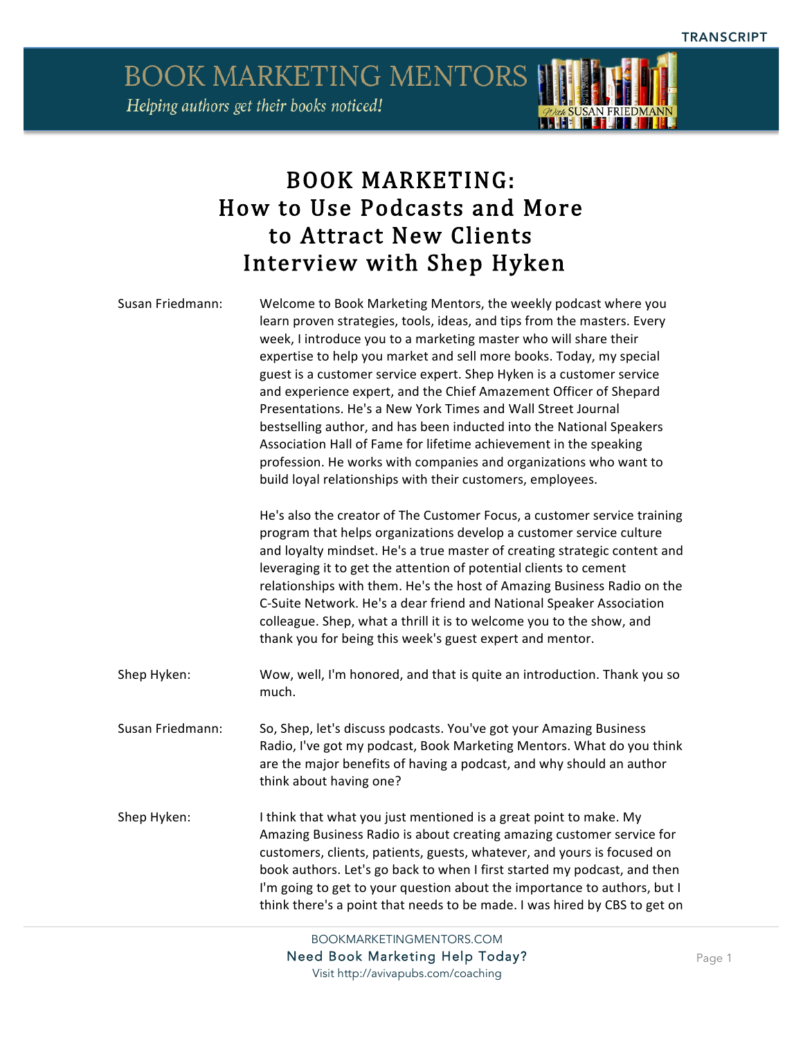# BOOK MARKETING: How to Use Podcasts and More to Attract New Clients Interview with Shep Hyken

**Susan Friedmann:** Welcome to Book Marketing Mentors, the weekly podcast where you learn proven strategies, tools, ideas, and tips from the masters. Every week, I introduce you to a marketing master who will share their expertise to help you market and sell more books. Today, my special guest is a customer service expert. Shep Hyken is a customer service and experience expert, and the Chief Amazement Officer of Shepard Presentations. He's a New York Times and Wall Street Journal bestselling author, and has been inducted into the National Speakers Association Hall of Fame for lifetime achievement in the speaking profession. He works with companies and organizations who want to build loyal relationships with their customers, employees.

He's also the creator of The Customer Focus, a customer service training program that helps organizations develop a customer service culture and loyalty mindset. He's a true master of creating strategic content and leveraging it to get the attention of potential clients to cement relationships with them. He's the host of Amazing Business Radio on the C-Suite Network. He's a dear friend and National Speaker Association colleague. Shep, what a thrill it is to welcome you to the show, and thank you for being this week's guest expert and mentor.

**Shep Hyken:** Wow, well, I'm honored, and that is quite an introduction. Thank you so much.

**Susan Friedmann:** So, Shep, let's discuss podcasts. You've got your Amazing Business Radio, I've got my podcast, Book Marketing Mentors. What do you think are the major benefits of having a podcast, and why should an author think about having one?

**Shep Hyken:** I think that what you just mentioned is a great point to make. My Amazing Business Radio is about creating amazing customer service for customers, clients, patients, guests, whatever, and yours is focused on book authors. Let's go back to when I first started my podcast, and then I'm going to get to your question about the importance to authors, but I think there's a point that needs to be made. I was hired by CBS to get on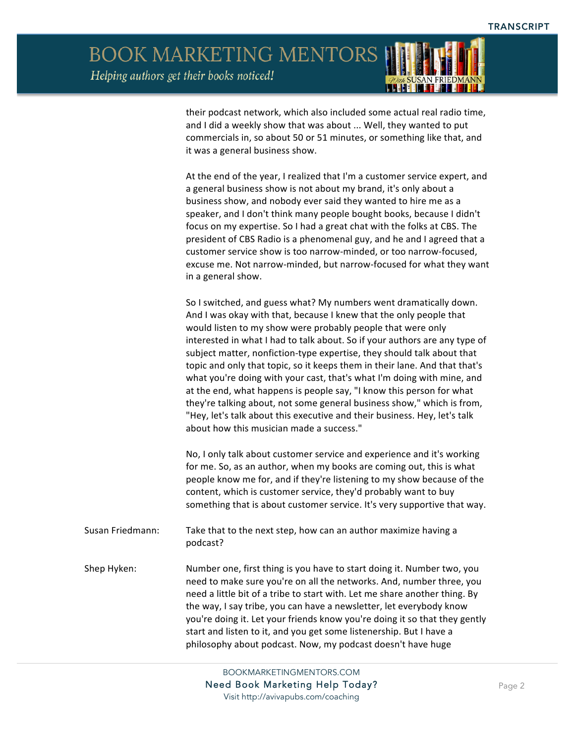their podcast network, which also included some actual real radio time, and I did a weekly show that was about ... Well, they wanted to put commercials in, so about 50 or 51 minutes, or something like that, and it was a general business show.

At the end of the year, I realized that I'm a customer service expert, and a general business show is not about my brand, it's only about a business show, and nobody ever said they wanted to hire me as a speaker, and I don't think many people bought books, because I didn't focus on my expertise. So I had a great chat with the folks at CBS. The president of CBS Radio is a phenomenal guy, and he and I agreed that a customer service show is too narrow-minded, or too narrow-focused, excuse me. Not narrow-minded, but narrow-focused for what they want in a general show.

So I switched, and guess what? My numbers went dramatically down. And I was okay with that, because I knew that the only people that would listen to my show were probably people that were only interested in what I had to talk about. So if your authors are any type of subject matter, nonfiction-type expertise, they should talk about that topic and only that topic, so it keeps them in their lane. And that that's what you're doing with your cast, that's what I'm doing with mine, and at the end, what happens is people say, "I know this person for what they're talking about, not some general business show," which is from, "Hey, let's talk about this executive and their business. Hey, let's talk about how this musician made a success."

No, I only talk about customer service and experience and it's working for me. So, as an author, when my books are coming out, this is what people know me for, and if they're listening to my show because of the content, which is customer service, they'd probably want to buy something that is about customer service. It's very supportive that way.

**Susan Friedmann:** Take that to the next step, how can an author maximize having a podcast?

**Shep Hyken:** Number one, first thing is you have to start doing it. Number two, you need to make sure you're on all the networks. And, number three, you need a little bit of a tribe to start with. Let me share another thing. By the way, I say tribe, you can have a newsletter, let everybody know you're doing it. Let your friends know you're doing it so that they gently start and listen to it, and you get some listenership. But I have a philosophy about podcast. Now, my podcast doesn't have huge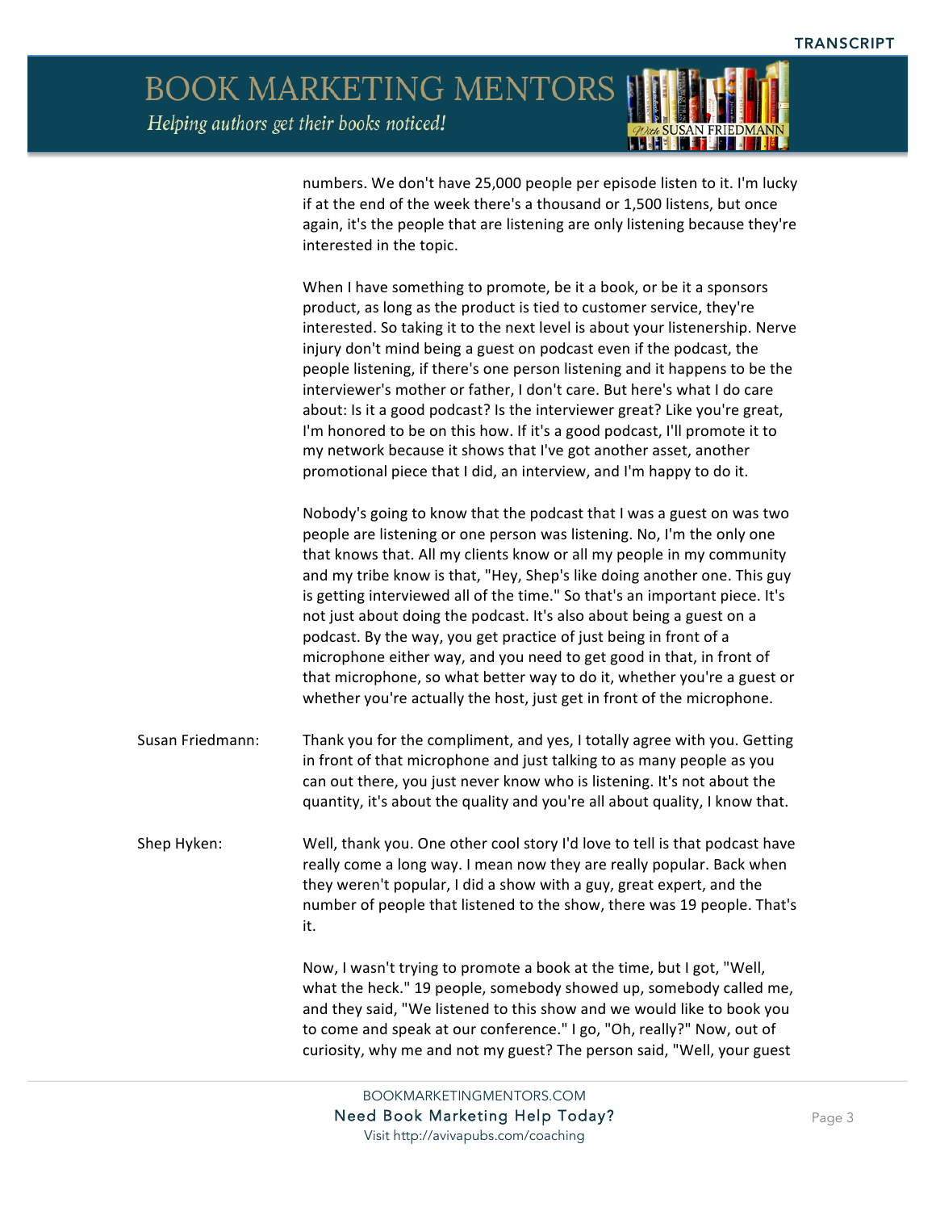numbers. We don't have 25,000 people per episode listen to it. I'm lucky if at the end of the week there's a thousand or 1,500 listens, but once again, it's the people that are listening are only listening because they're interested in the topic.

When I have something to promote, be it a book, or be it a sponsors product, as long as the product is tied to customer service, they're interested. So taking it to the next level is about your listenership. Nerve injury don't mind being a guest on podcast even if the podcast, the people listening, if there's one person listening and it happens to be the interviewer's mother or father, I don't care. But here's what I do care about: Is it a good podcast? Is the interviewer great? Like you're great, I'm honored to be on this how. If it's a good podcast, I'll promote it to my network because it shows that I've got another asset, another promotional piece that I did, an interview, and I'm happy to do it.

Nobody's going to know that the podcast that I was a guest on was two people are listening or one person was listening. No, I'm the only one that knows that. All my clients know or all my people in my community and my tribe know is that, "Hey, Shep's like doing another one. This guy is getting interviewed all of the time." So that's an important piece. It's not just about doing the podcast. It's also about being a guest on a podcast. By the way, you get practice of just being in front of a microphone either way, and you need to get good in that, in front of that microphone, so what better way to do it, whether you're a guest or whether you're actually the host, just get in front of the microphone.

**Susan Friedmann:** Thank you for the compliment, and yes, I totally agree with you. Getting in front of that microphone and just talking to as many people as you can out there, you just never know who is listening. It's not about the quantity, it's about the quality and you're all about quality, I know that.

**Shep Hyken:** Well, thank you. One other cool story I'd love to tell is that podcast have really come a long way. I mean now they are really popular. Back when they weren't popular, I did a show with a guy, great expert, and the number of people that listened to the show, there was 19 people. That's it.

Now, I wasn't trying to promote a book at the time, but I got, "Well, what the heck." 19 people, somebody showed up, somebody called me, and they said, "We listened to this show and we would like to book you to come and speak at our conference." I go, "Oh, really?" Now, out of curiosity, why me and not my guest? The person said, "Well, your guest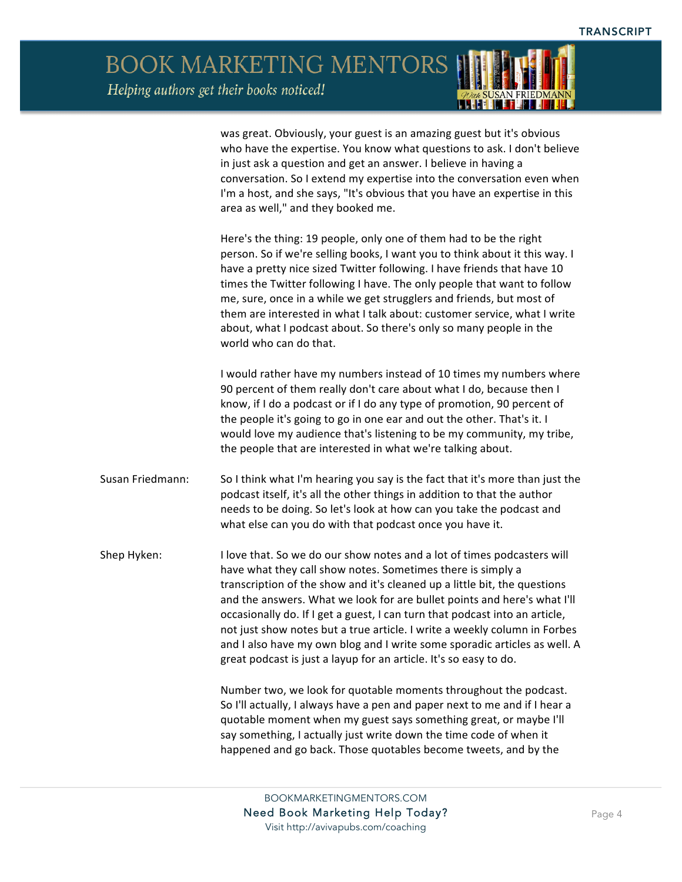was great. Obviously, your guest is an amazing guest but it's obvious who have the expertise. You know what questions to ask. I don't believe in just ask a question and get an answer. I believe in having a conversation. So I extend my expertise into the conversation even when I'm a host, and she says, "It's obvious that you have an expertise in this area as well," and they booked me.

Here's the thing: 19 people, only one of them had to be the right person. So if we're selling books, I want you to think about it this way. I have a pretty nice sized Twitter following. I have friends that have 10 times the Twitter following I have. The only people that want to follow me, sure, once in a while we get strugglers and friends, but most of them are interested in what I talk about: customer service, what I write about, what I podcast about. So there's only so many people in the world who can do that.

I would rather have my numbers instead of 10 times my numbers where 90 percent of them really don't care about what I do, because then I know, if I do a podcast or if I do any type of promotion, 90 percent of the people it's going to go in one ear and out the other. That's it. I would love my audience that's listening to be my community, my tribe, the people that are interested in what we're talking about.

**Susan Friedmann:** So I think what I'm hearing you say is the fact that it's more than just the podcast itself, it's all the other things in addition to that the author needs to be doing. So let's look at how can you take the podcast and what else can you do with that podcast once you have it.

**Shep Hyken:** I love that. So we do our show notes and a lot of times podcasters will have what they call show notes. Sometimes there is simply a transcription of the show and it's cleaned up a little bit, the questions and the answers. What we look for are bullet points and here's what I'll occasionally do. If I get a guest, I can turn that podcast into an article, not just show notes but a true article. I write a weekly column in Forbes and I also have my own blog and I write some sporadic articles as well. A great podcast is just a layup for an article. It's so easy to do.

Number two, we look for quotable moments throughout the podcast. So I'll actually, I always have a pen and paper next to me and if I hear a quotable moment when my guest says something great, or maybe I'll say something, I actually just write down the time code of when it happened and go back. Those quotables become tweets, and by the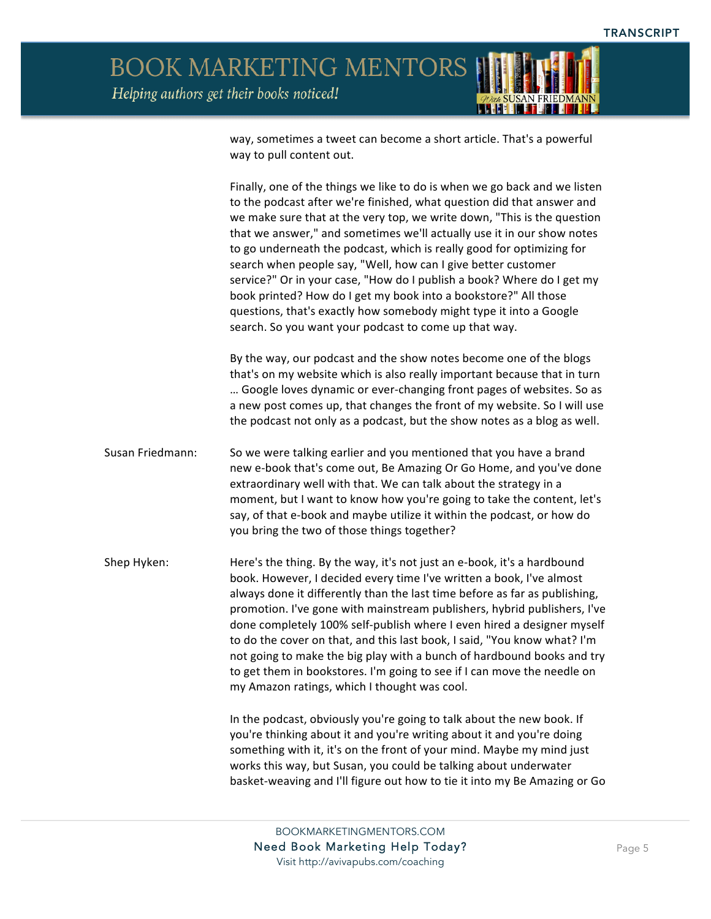way, sometimes a tweet can become a short article. That's a powerful way to pull content out.

Finally, one of the things we like to do is when we go back and we listen to the podcast after we're finished, what question did that answer and we make sure that at the very top, we write down, "This is the question that we answer," and sometimes we'll actually use it in our show notes to go underneath the podcast, which is really good for optimizing for search when people say, "Well, how can I give better customer service?" Or in your case, "How do I publish a book? Where do I get my book printed? How do I get my book into a bookstore?" All those questions, that's exactly how somebody might type it into a Google search. So you want your podcast to come up that way.

By the way, our podcast and the show notes become one of the blogs that's on my website which is also really important because that in turn … Google loves dynamic or ever-changing front pages of websites. So as a new post comes up, that changes the front of my website. So I will use the podcast not only as a podcast, but the show notes as a blog as well.

**Susan Friedmann:** So we were talking earlier and you mentioned that you have a brand new e-book that's come out, Be Amazing Or Go Home, and you've done extraordinary well with that. We can talk about the strategy in a moment, but I want to know how you're going to take the content, let's say, of that e-book and maybe utilize it within the podcast, or how do you bring the two of those things together?

**Shep Hyken:** Here's the thing. By the way, it's not just an e-book, it's a hardbound book. However, I decided every time I've written a book, I've almost always done it differently than the last time before as far as publishing, promotion. I've gone with mainstream publishers, hybrid publishers, I've done completely 100% self-publish where I even hired a designer myself to do the cover on that, and this last book, I said, "You know what? I'm not going to make the big play with a bunch of hardbound books and try to get them in bookstores. I'm going to see if I can move the needle on my Amazon ratings, which I thought was cool.

In the podcast, obviously you're going to talk about the new book. If you're thinking about it and you're writing about it and you're doing something with it, it's on the front of your mind. Maybe my mind just works this way, but Susan, you could be talking about underwater basket-weaving and I'll figure out how to tie it into my Be Amazing or Go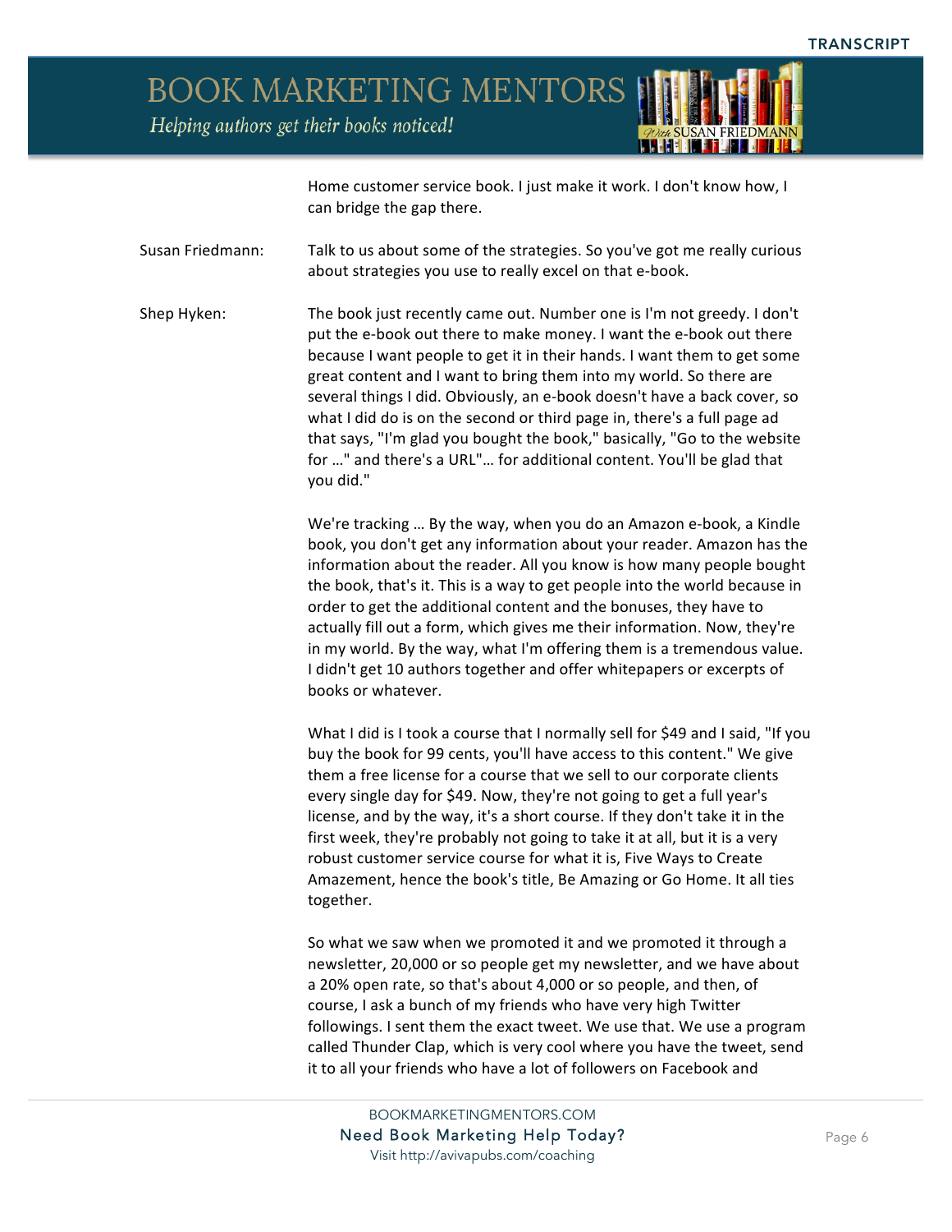Home customer service book. I just make it work. I don't know how, I can bridge the gap there.

Susan Friedmann: Talk to us about some of the strategies. So you've got me really curious about strategies you use to really excel on that e-book.

Shep Hyken: The book just recently came out. Number one is I'm not greedy. I don't put the e-book out there to make money. I want the e-book out there because I want people to get it in their hands. I want them to get some great content and I want to bring them into my world. So there are several things I did. Obviously, an e-book doesn't have a back cover, so what I did do is on the second or third page in, there's a full page ad that says, "I'm glad you bought the book," basically, "Go to the website for …" and there's a URL"… for additional content. You'll be glad that you did."

We're tracking … By the way, when you do an Amazon e-book, a Kindle book, you don't get any information about your reader. Amazon has the information about the reader. All you know is how many people bought the book, that's it. This is a way to get people into the world because in order to get the additional content and the bonuses, they have to actually fill out a form, which gives me their information. Now, they're in my world. By the way, what I'm offering them is a tremendous value. I didn't get 10 authors together and offer whitepapers or excerpts of books or whatever.

What I did is I took a course that I normally sell for $49 and I said, "If you buy the book for 99 cents, you'll have access to this content." We give them a free license for a course that we sell to our corporate clients every single day for $49. Now, they're not going to get a full year's license, and by the way, it's a short course. If they don't take it in the first week, they're probably not going to take it at all, but it is a very robust customer service course for what it is, Five Ways to Create Amazement, hence the book's title, Be Amazing or Go Home. It all ties together.

So what we saw when we promoted it and we promoted it through a newsletter, 20,000 or so people get my newsletter, and we have about a 20% open rate, so that's about 4,000 or so people, and then, of course, I ask a bunch of my friends who have very high Twitter followings. I sent them the exact tweet. We use that. We use a program called Thunder Clap, which is very cool where you have the tweet, send it to all your friends who have a lot of followers on Facebook and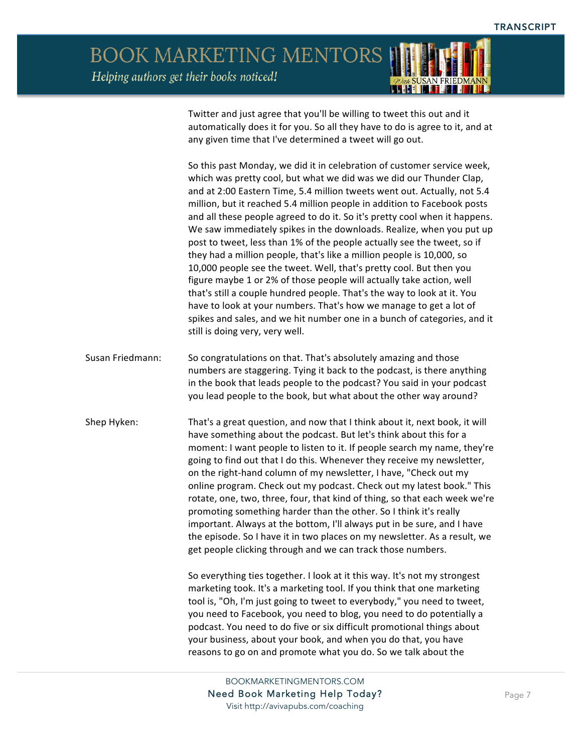Twitter and just agree that you'll be willing to tweet this out and it automatically does it for you. So all they have to do is agree to it, and at any given time that I've determined a tweet will go out.

So this past Monday, we did it in celebration of customer service week, which was pretty cool, but what we did was we did our Thunder Clap, and at 2:00 Eastern Time, 5.4 million tweets went out. Actually, not 5.4 million, but it reached 5.4 million people in addition to Facebook posts and all these people agreed to do it. So it's pretty cool when it happens. We saw immediately spikes in the downloads. Realize, when you put up post to tweet, less than 1% of the people actually see the tweet, so if they had a million people, that's like a million people is 10,000, so 10,000 people see the tweet. Well, that's pretty cool. But then you figure maybe 1 or 2% of those people will actually take action, well that's still a couple hundred people. That's the way to look at it. You have to look at your numbers. That's how we manage to get a lot of spikes and sales, and we hit number one in a bunch of categories, and it still is doing very, very well.

**Susan Friedmann:** So congratulations on that. That's absolutely amazing and those numbers are staggering. Tying it back to the podcast, is there anything in the book that leads people to the podcast? You said in your podcast you lead people to the book, but what about the other way around?

**Shep Hyken:** That's a great question, and now that I think about it, next book, it will have something about the podcast. But let's think about this for a moment: I want people to listen to it. If people search my name, they're going to find out that I do this. Whenever they receive my newsletter, on the right-hand column of my newsletter, I have, "Check out my online program. Check out my podcast. Check out my latest book." This rotate, one, two, three, four, that kind of thing, so that each week we're promoting something harder than the other. So I think it's really important. Always at the bottom, I'll always put in be sure, and I have the episode. So I have it in two places on my newsletter. As a result, we get people clicking through and we can track those numbers.

So everything ties together. I look at it this way. It's not my strongest marketing took. It's a marketing tool. If you think that one marketing tool is, "Oh, I'm just going to tweet to everybody," you need to tweet, you need to Facebook, you need to blog, you need to do potentially a podcast. You need to do five or six difficult promotional things about your business, about your book, and when you do that, you have reasons to go on and promote what you do. So we talk about the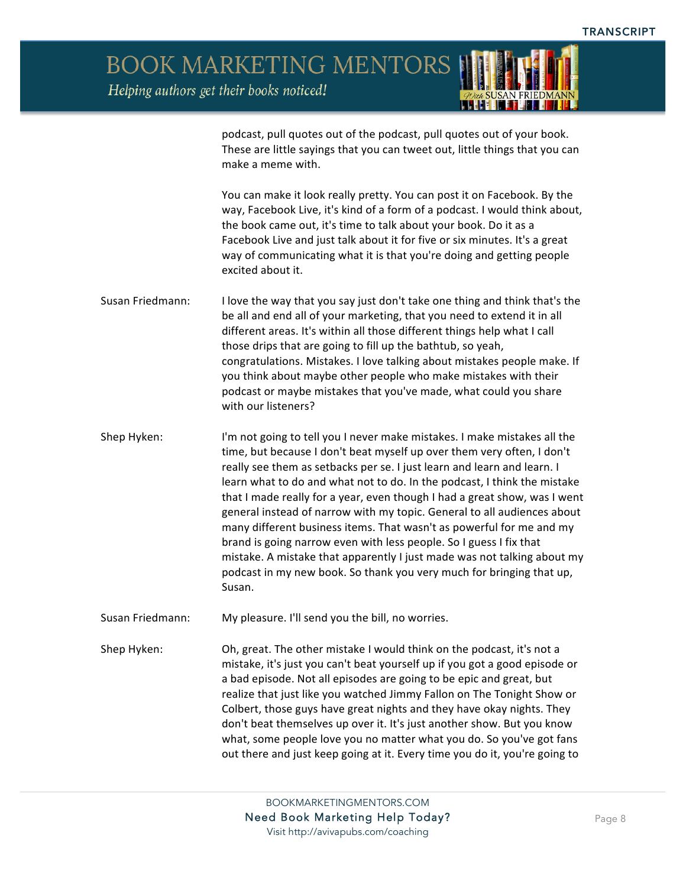podcast, pull quotes out of the podcast, pull quotes out of your book. These are little sayings that you can tweet out, little things that you can make a meme with.

You can make it look really pretty. You can post it on Facebook. By the way, Facebook Live, it's kind of a form of a podcast. I would think about, the book came out, it's time to talk about your book. Do it as a Facebook Live and just talk about it for five or six minutes. It's a great way of communicating what it is that you're doing and getting people excited about it.

**Susan Friedmann:** I love the way that you say just don't take one thing and think that's the be all and end all of your marketing, that you need to extend it in all different areas. It's within all those different things help what I call those drips that are going to fill up the bathtub, so yeah, congratulations. Mistakes. I love talking about mistakes people make. If you think about maybe other people who make mistakes with their podcast or maybe mistakes that you've made, what could you share with our listeners?

**Shep Hyken:** I'm not going to tell you I never make mistakes. I make mistakes all the time, but because I don't beat myself up over them very often, I don't really see them as setbacks per se. I just learn and learn and learn. I learn what to do and what not to do. In the podcast, I think the mistake that I made really for a year, even though I had a great show, was I went general instead of narrow with my topic. General to all audiences about many different business items. That wasn't as powerful for me and my brand is going narrow even with less people. So I guess I fix that mistake. A mistake that apparently I just made was not talking about my podcast in my new book. So thank you very much for bringing that up, Susan.

**Susan Friedmann:** My pleasure. I'll send you the bill, no worries.

**Shep Hyken:** Oh, great. The other mistake I would think on the podcast, it's not a mistake, it's just you can't beat yourself up if you got a good episode or a bad episode. Not all episodes are going to be epic and great, but realize that just like you watched Jimmy Fallon on The Tonight Show or Colbert, those guys have great nights and they have okay nights. They don't beat themselves up over it. It's just another show. But you know what, some people love you no matter what you do. So you've got fans out there and just keep going at it. Every time you do it, you're going to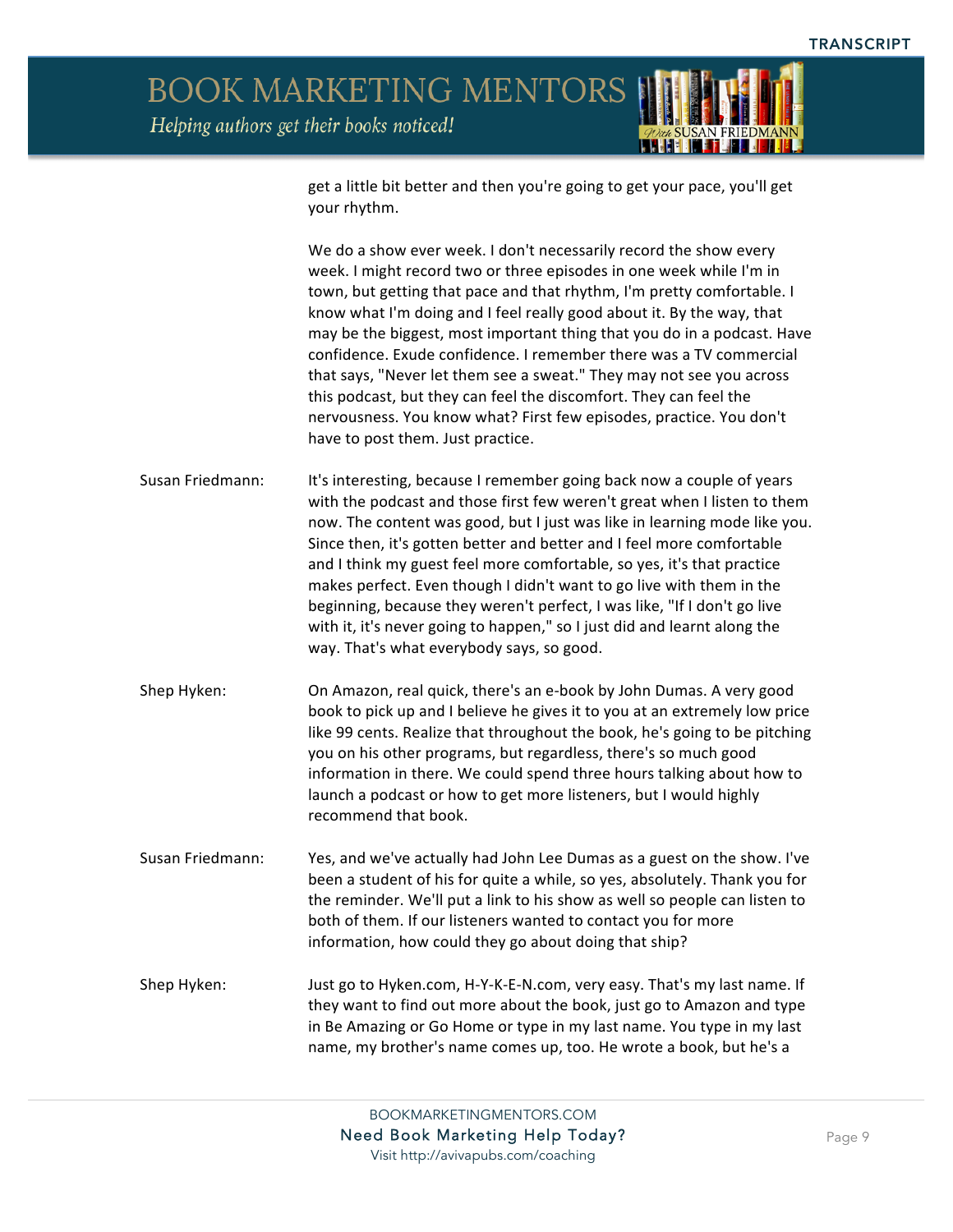get a little bit better and then you're going to get your pace, you'll get your rhythm.

We do a show ever week. I don't necessarily record the show every week. I might record two or three episodes in one week while I'm in town, but getting that pace and that rhythm, I'm pretty comfortable. I know what I'm doing and I feel really good about it. By the way, that may be the biggest, most important thing that you do in a podcast. Have confidence. Exude confidence. I remember there was a TV commercial that says, "Never let them see a sweat." They may not see you across this podcast, but they can feel the discomfort. They can feel the nervousness. You know what? First few episodes, practice. You don't have to post them. Just practice.

Susan Friedmann: It's interesting, because I remember going back now a couple of years with the podcast and those first few weren't great when I listen to them now. The content was good, but I just was like in learning mode like you. Since then, it's gotten better and better and I feel more comfortable and I think my guest feel more comfortable, so yes, it's that practice makes perfect. Even though I didn't want to go live with them in the beginning, because they weren't perfect, I was like, "If I don't go live with it, it's never going to happen," so I just did and learnt along the way. That's what everybody says, so good.

Shep Hyken: On Amazon, real quick, there's an e-book by John Dumas. A very good book to pick up and I believe he gives it to you at an extremely low price like 99 cents. Realize that throughout the book, he's going to be pitching you on his other programs, but regardless, there's so much good information in there. We could spend three hours talking about how to launch a podcast or how to get more listeners, but I would highly recommend that book.

Susan Friedmann: Yes, and we've actually had John Lee Dumas as a guest on the show. I've been a student of his for quite a while, so yes, absolutely. Thank you for the reminder. We'll put a link to his show as well so people can listen to both of them. If our listeners wanted to contact you for more information, how could they go about doing that ship?

Shep Hyken: Just go to Hyken.com, H-Y-K-E-N.com, very easy. That's my last name. If they want to find out more about the book, just go to Amazon and type in Be Amazing or Go Home or type in my last name. You type in my last name, my brother's name comes up, too. He wrote a book, but he's a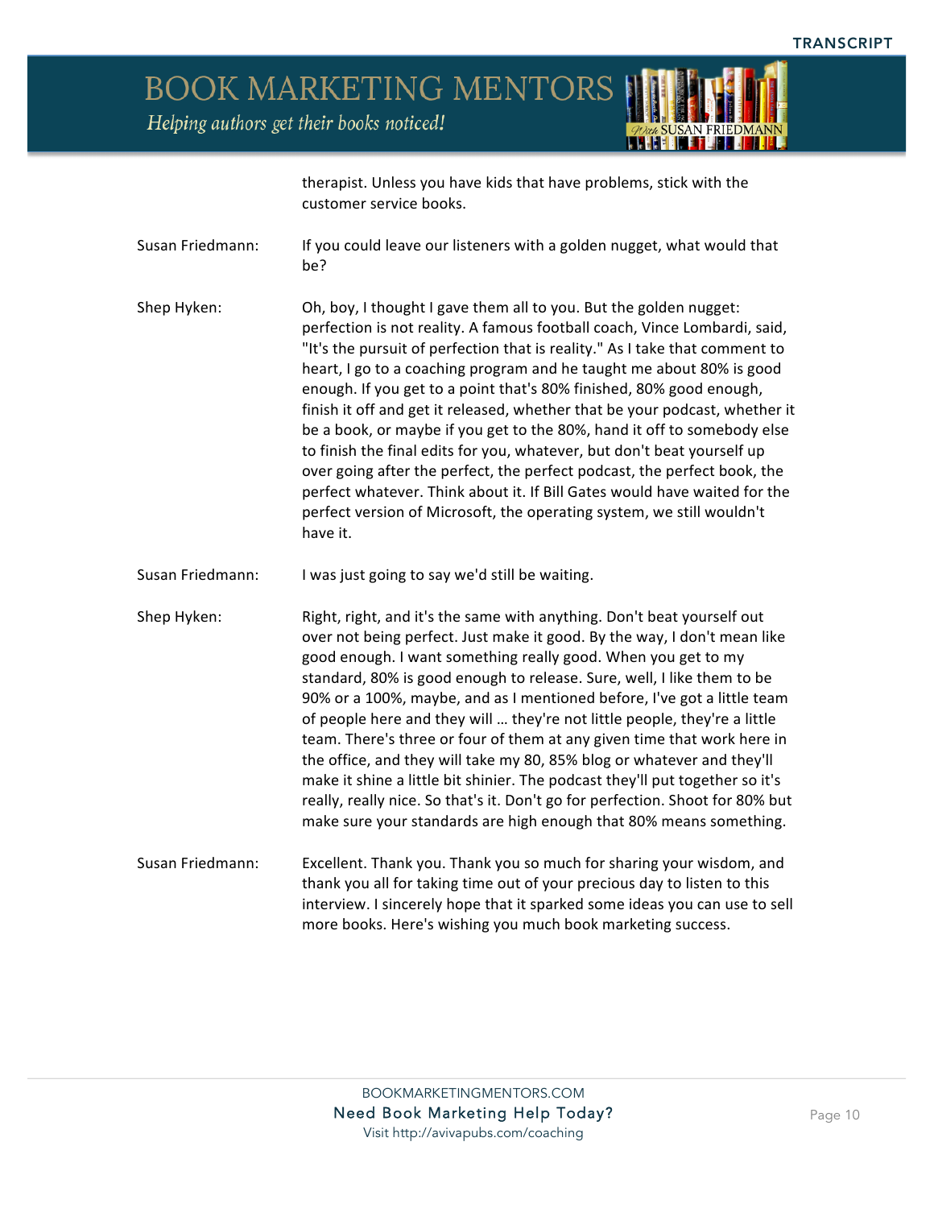therapist. Unless you have kids that have problems, stick with the customer service books.

**Susan Friedmann:** If you could leave our listeners with a golden nugget, what would that be?

**Shep Hyken:** Oh, boy, I thought I gave them all to you. But the golden nugget: perfection is not reality. A famous football coach, Vince Lombardi, said, "It's the pursuit of perfection that is reality." As I take that comment to heart, I go to a coaching program and he taught me about 80% is good enough. If you get to a point that's 80% finished, 80% good enough, finish it off and get it released, whether that be your podcast, whether it be a book, or maybe if you get to the 80%, hand it off to somebody else to finish the final edits for you, whatever, but don't beat yourself up over going after the perfect, the perfect podcast, the perfect book, the perfect whatever. Think about it. If Bill Gates would have waited for the perfect version of Microsoft, the operating system, we still wouldn't have it.

**Susan Friedmann:** I was just going to say we'd still be waiting.

**Shep Hyken:** Right, right, and it's the same with anything. Don't beat yourself out over not being perfect. Just make it good. By the way, I don't mean like good enough. I want something really good. When you get to my standard, 80% is good enough to release. Sure, well, I like them to be 90% or a 100%, maybe, and as I mentioned before, I've got a little team of people here and they will … they're not little people, they're a little team. There's three or four of them at any given time that work here in the office, and they will take my 80, 85% blog or whatever and they'll make it shine a little bit shinier. The podcast they'll put together so it's really, really nice. So that's it. Don't go for perfection. Shoot for 80% but make sure your standards are high enough that 80% means something.

**Susan Friedmann:** Excellent. Thank you. Thank you so much for sharing your wisdom, and thank you all for taking time out of your precious day to listen to this interview. I sincerely hope that it sparked some ideas you can use to sell more books. Here's wishing you much book marketing success.